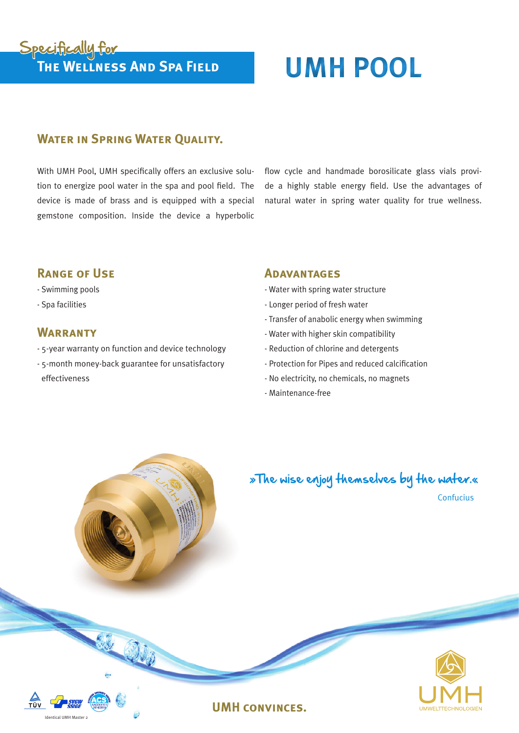Specifically for
**The Wellness And Spa Field**

# UMH POOL

## Water in Spring Water Quality.

With UMH Pool, UMH specifically offers an exclusive solution to energize pool water in the spa and pool field. The device is made of brass and is equipped with a special gemstone composition. Inside the device a hyperbolic flow cycle and handmade borosilicate glass vials provide a highly stable energy field. Use the advantages of natural water in spring water quality for true wellness.

## Range of Use

- Swimming pools
- Spa facilities

## Warranty

- 5-year warranty on function and device technology
- 5-month money-back guarantee for unsatisfactory effectiveness

## Adavantages

- Water with spring water structure
- Longer period of fresh water
- Transfer of anabolic energy when swimming
- Water with higher skin compatibility
- Reduction of chlorine and detergents
- Protection for Pipes and reduced calcification
- No electricity, no chemicals, no magnets
- Maintenance-free

»The wise enjoy themselves by the water.«

Confucius

Identical UMH Master 2

**UMH convinces.**

UMH
UMWELTTECHNOLOGIEN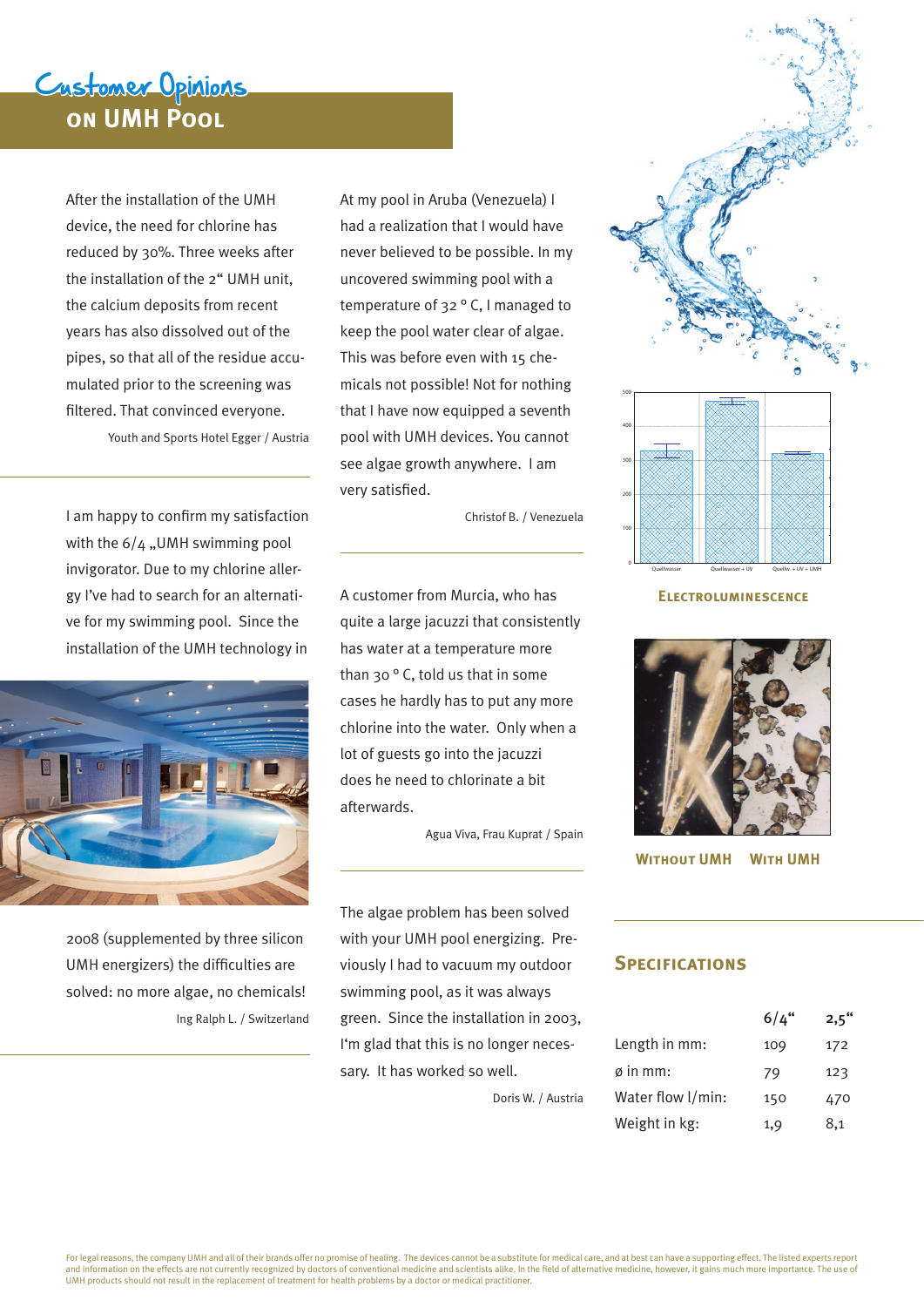# Customer Opinions on UMH Pool

After the installation of the UMH device, the need for chlorine has reduced by 30%. Three weeks after the installation of the 2“ UMH unit, the calcium deposits from recent years has also dissolved out of the pipes, so that all of the residue accumulated prior to the screening was filtered. That convinced everyone.

Youth and Sports Hotel Egger / Austria

I am happy to confirm my satisfaction with the 6/4 „UMH swimming pool invigorator. Due to my chlorine allergy I've had to search for an alternative for my swimming pool. Since the installation of the UMH technology in 2008 (supplemented by three silicon UMH energizers) the difficulties are solved: no more algae, no chemicals!

Ing Ralph L. / Switzerland

At my pool in Aruba (Venezuela) I had a realization that I would have never believed to be possible. In my uncovered swimming pool with a temperature of 32 ° C, I managed to keep the pool water clear of algae. This was before even with 15 chemicals not possible! Not for nothing that I have now equipped a seventh pool with UMH devices. You cannot see algae growth anywhere. I am very satisfied.

Christof B. / Venezuela

A customer from Murcia, who has quite a large jacuzzi that consistently has water at a temperature more than 30 ° C, told us that in some cases he hardly has to put any more chlorine into the water. Only when a lot of guests go into the jacuzzi does he need to chlorinate a bit afterwards.

Agua Viva, Frau Kuprat / Spain

The algae problem has been solved with your UMH pool energizing. Previously I had to vacuum my outdoor swimming pool, as it was always green. Since the installation in 2003, I'm glad that this is no longer necessary. It has worked so well.

Doris W. / Austria

500
400
300
200
100
0
Quellwasser
Quellwasser + UV
Quellw. + UV + UMH

**Electroluminescence**

**Without UMH** **With UMH**

## Specifications

| | 6/4“ | 2,5“ |
|---|---|---|
| Length in mm: | 109 | 172 |
| ø in mm: | 79 | 123 |
| Water flow l/min: | 150 | 470 |
| Weight in kg: | 1,9 | 8,1 |

For legal reasons, the company UMH and all of their brands offer no promise of healing. The devices cannot be a substitute for medical care, and at best can have a supporting effect. The listed experts report and information on the effects are not currently recognized by doctors of conventional medicine and scientists alike. In the field of alternative medicine, however, it gains much more importance. The use of UMH products should not result in the replacement of treatment for health problems by a doctor or medical practitioner.